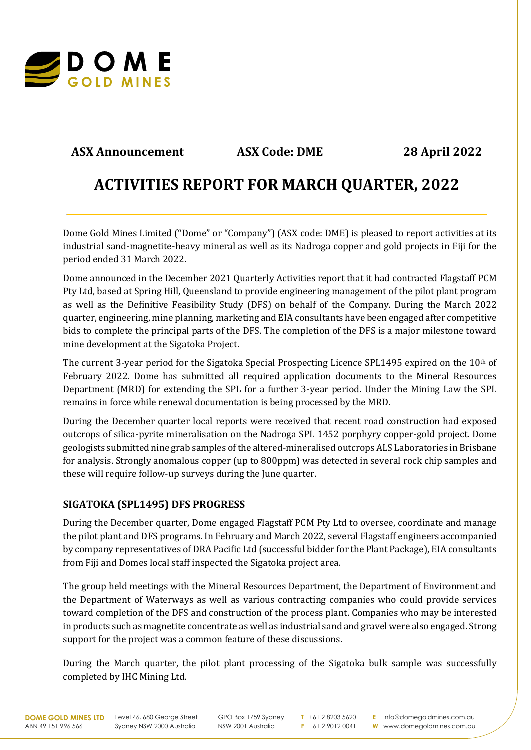**ASX Announcement** **ASX Code: DME** **28 April 2022**

# ACTIVITIES REPORT FOR MARCH QUARTER, 2022

Dome Gold Mines Limited ("Dome" or "Company") (ASX code: DME) is pleased to report activities at its industrial sand-magnetite-heavy mineral as well as its Nadroga copper and gold projects in Fiji for the period ended 31 March 2022.

Dome announced in the December 2021 Quarterly Activities report that it had contracted Flagstaff PCM Pty Ltd, based at Spring Hill, Queensland to provide engineering management of the pilot plant program as well as the Definitive Feasibility Study (DFS) on behalf of the Company. During the March 2022 quarter, engineering, mine planning, marketing and EIA consultants have been engaged after competitive bids to complete the principal parts of the DFS. The completion of the DFS is a major milestone toward mine development at the Sigatoka Project.

The current 3-year period for the Sigatoka Special Prospecting Licence SPL1495 expired on the 10th of February 2022. Dome has submitted all required application documents to the Mineral Resources Department (MRD) for extending the SPL for a further 3-year period. Under the Mining Law the SPL remains in force while renewal documentation is being processed by the MRD.

During the December quarter local reports were received that recent road construction had exposed outcrops of silica-pyrite mineralisation on the Nadroga SPL 1452 porphyry copper-gold project. Dome geologists submitted nine grab samples of the altered-mineralised outcrops ALS Laboratories in Brisbane for analysis. Strongly anomalous copper (up to 800ppm) was detected in several rock chip samples and these will require follow-up surveys during the June quarter.

## SIGATOKA (SPL1495) DFS PROGRESS

During the December quarter, Dome engaged Flagstaff PCM Pty Ltd to oversee, coordinate and manage the pilot plant and DFS programs. In February and March 2022, several Flagstaff engineers accompanied by company representatives of DRA Pacific Ltd (successful bidder for the Plant Package), EIA consultants from Fiji and Domes local staff inspected the Sigatoka project area.

The group held meetings with the Mineral Resources Department, the Department of Environment and the Department of Waterways as well as various contracting companies who could provide services toward completion of the DFS and construction of the process plant. Companies who may be interested in products such as magnetite concentrate as well as industrial sand and gravel were also engaged. Strong support for the project was a common feature of these discussions.

During the March quarter, the pilot plant processing of the Sigatoka bulk sample was successfully completed by IHC Mining Ltd.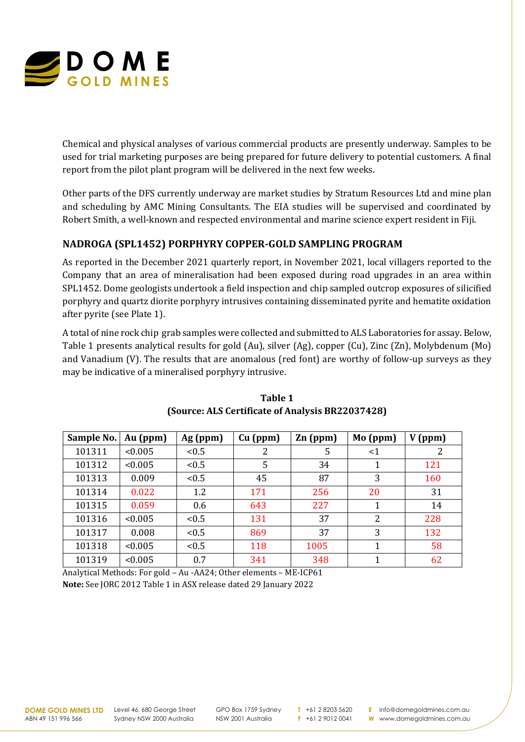Chemical and physical analyses of various commercial products are presently underway. Samples to be used for trial marketing purposes are being prepared for future delivery to potential customers. A final report from the pilot plant program will be delivered in the next few weeks.

Other parts of the DFS currently underway are market studies by Stratum Resources Ltd and mine plan and scheduling by AMC Mining Consultants. The EIA studies will be supervised and coordinated by Robert Smith, a well-known and respected environmental and marine science expert resident in Fiji.

## NADROGA (SPL1452) PORPHYRY COPPER-GOLD SAMPLING PROGRAM

As reported in the December 2021 quarterly report, in November 2021, local villagers reported to the Company that an area of mineralisation had been exposed during road upgrades in an area within SPL1452. Dome geologists undertook a field inspection and chip sampled outcrop exposures of silicified porphyry and quartz diorite porphyry intrusives containing disseminated pyrite and hematite oxidation after pyrite (see Plate 1).

A total of nine rock chip grab samples were collected and submitted to ALS Laboratories for assay. Below, Table 1 presents analytical results for gold (Au), silver (Ag), copper (Cu), Zinc (Zn), Molybdenum (Mo) and Vanadium (V). The results that are anomalous (red font) are worthy of follow-up surveys as they may be indicative of a mineralised porphyry intrusive.

**Table 1**
**(Source: ALS Certificate of Analysis BR22037428)**

| Sample No. | Au (ppm) | Ag (ppm) | Cu (ppm) | Zn (ppm) | Mo (ppm) | V (ppm) |
|---|---|---|---|---|---|---|
| 101311 | <0.005 | <0.5 | 2 | 5 | <1 | 2 |
| 101312 | <0.005 | <0.5 | 5 | 34 | 1 | 121 |
| 101313 | 0.009 | <0.5 | 45 | 87 | 3 | 160 |
| 101314 | 0.022 | 1.2 | 171 | 256 | 20 | 31 |
| 101315 | 0.059 | 0.6 | 643 | 227 | 1 | 14 |
| 101316 | <0.005 | <0.5 | 131 | 37 | 2 | 228 |
| 101317 | 0.008 | <0.5 | 869 | 37 | 3 | 132 |
| 101318 | <0.005 | <0.5 | 118 | 1005 | 1 | 58 |
| 101319 | <0.005 | 0.7 | 341 | 348 | 1 | 62 |

Analytical Methods: For gold – Au -AA24; Other elements – ME-ICP61
**Note:** See JORC 2012 Table 1 in ASX release dated 29 January 2022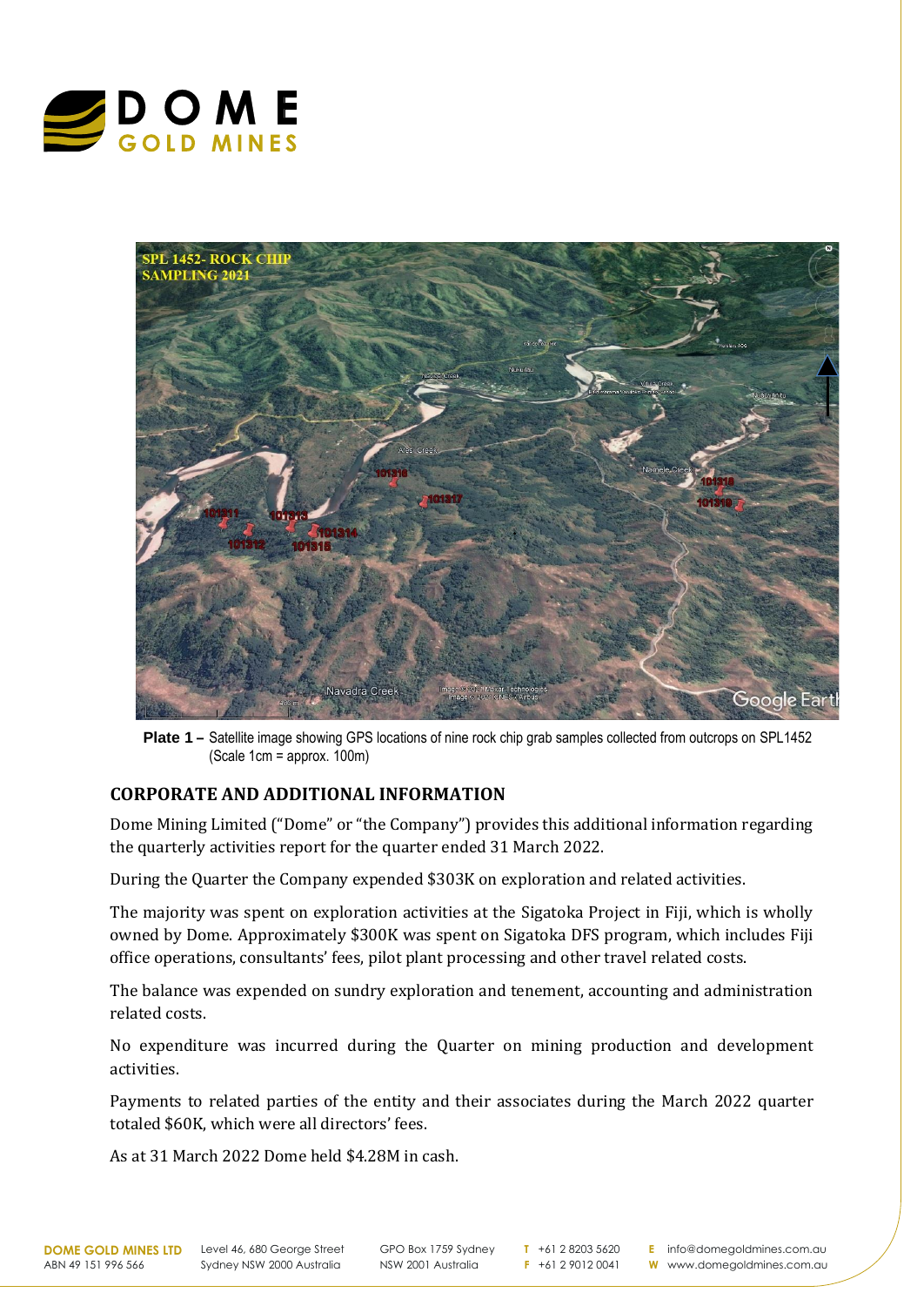**Plate 1 –** Satellite image showing GPS locations of nine rock chip grab samples collected from outcrops on SPL1452 (Scale 1cm = approx. 100m)

## CORPORATE AND ADDITIONAL INFORMATION

Dome Mining Limited ("Dome" or "the Company") provides this additional information regarding the quarterly activities report for the quarter ended 31 March 2022.

During the Quarter the Company expended $303K on exploration and related activities.

The majority was spent on exploration activities at the Sigatoka Project in Fiji, which is wholly owned by Dome. Approximately $300K was spent on Sigatoka DFS program, which includes Fiji office operations, consultants' fees, pilot plant processing and other travel related costs.

The balance was expended on sundry exploration and tenement, accounting and administration related costs.

No expenditure was incurred during the Quarter on mining production and development activities.

Payments to related parties of the entity and their associates during the March 2022 quarter totaled $60K, which were all directors' fees.

As at 31 March 2022 Dome held $4.28M in cash.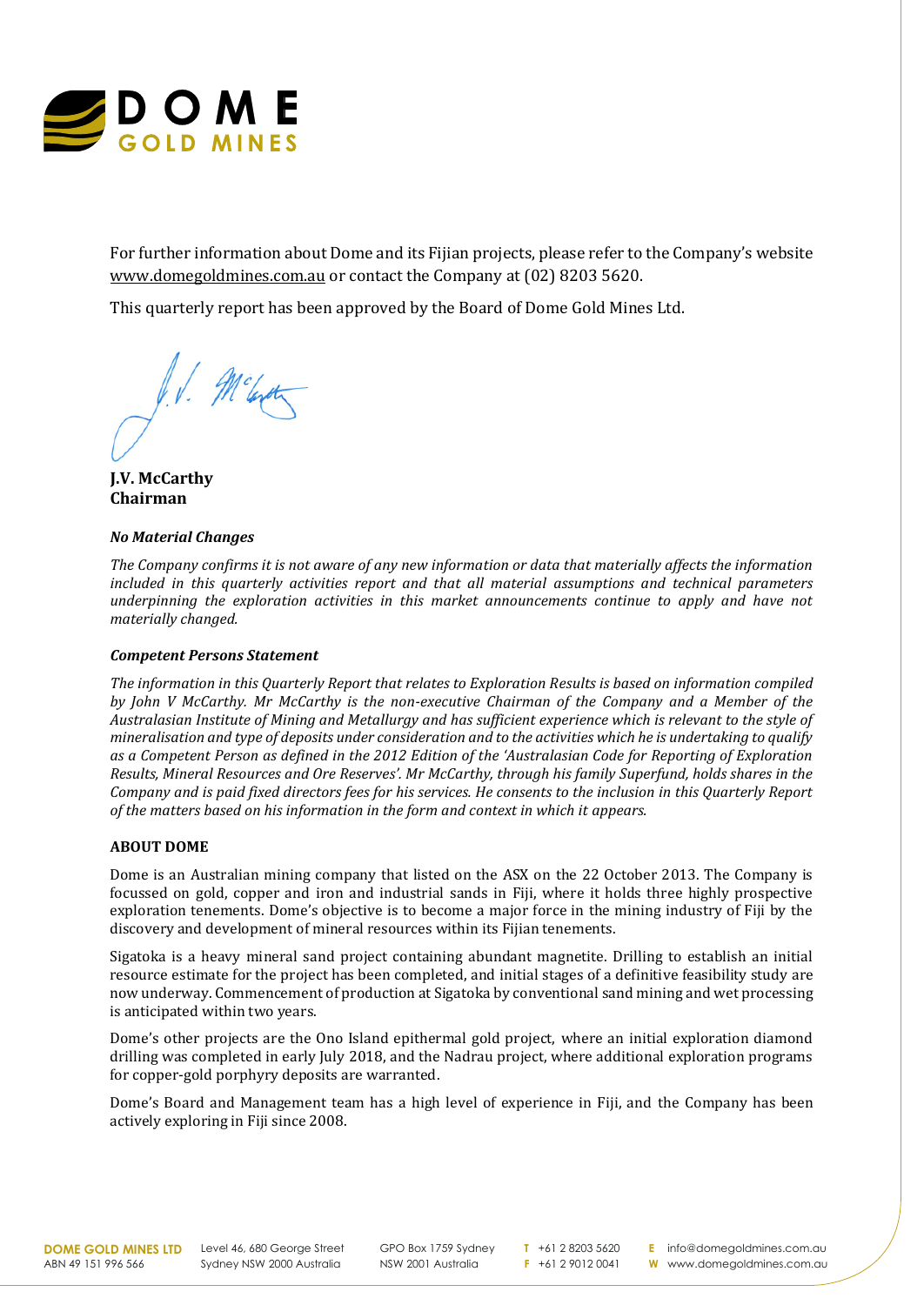For further information about Dome and its Fijian projects, please refer to the Company's website www.domegoldmines.com.au or contact the Company at (02) 8203 5620.

This quarterly report has been approved by the Board of Dome Gold Mines Ltd.

**J.V. McCarthy**
**Chairman**

***No Material Changes***

*The Company confirms it is not aware of any new information or data that materially affects the information included in this quarterly activities report and that all material assumptions and technical parameters underpinning the exploration activities in this market announcements continue to apply and have not materially changed.*

***Competent Persons Statement***

*The information in this Quarterly Report that relates to Exploration Results is based on information compiled by John V McCarthy. Mr McCarthy is the non-executive Chairman of the Company and a Member of the Australasian Institute of Mining and Metallurgy and has sufficient experience which is relevant to the style of mineralisation and type of deposits under consideration and to the activities which he is undertaking to qualify as a Competent Person as defined in the 2012 Edition of the 'Australasian Code for Reporting of Exploration Results, Mineral Resources and Ore Reserves'. Mr McCarthy, through his family Superfund, holds shares in the Company and is paid fixed directors fees for his services. He consents to the inclusion in this Quarterly Report of the matters based on his information in the form and context in which it appears.*

**ABOUT DOME**

Dome is an Australian mining company that listed on the ASX on the 22 October 2013. The Company is focussed on gold, copper and iron and industrial sands in Fiji, where it holds three highly prospective exploration tenements. Dome's objective is to become a major force in the mining industry of Fiji by the discovery and development of mineral resources within its Fijian tenements.

Sigatoka is a heavy mineral sand project containing abundant magnetite. Drilling to establish an initial resource estimate for the project has been completed, and initial stages of a definitive feasibility study are now underway. Commencement of production at Sigatoka by conventional sand mining and wet processing is anticipated within two years.

Dome's other projects are the Ono Island epithermal gold project, where an initial exploration diamond drilling was completed in early July 2018, and the Nadrau project, where additional exploration programs for copper-gold porphyry deposits are warranted.

Dome's Board and Management team has a high level of experience in Fiji, and the Company has been actively exploring in Fiji since 2008.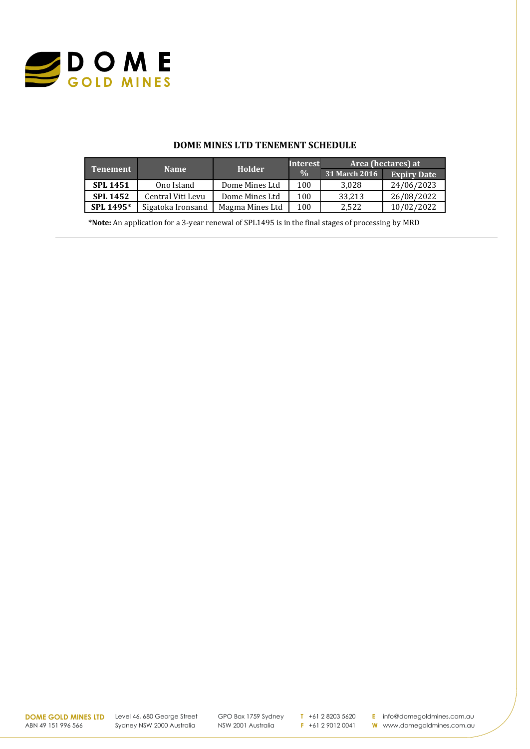## DOME MINES LTD TENEMENT SCHEDULE

| Tenement | Name | Holder | Interest % | Area (hectares) at 31 March 2016 | Expiry Date |
|---|---|---|---|---|---|
| **SPL 1451** | Ono Island | Dome Mines Ltd | 100 | 3,028 | 24/06/2023 |
| **SPL 1452** | Central Viti Levu | Dome Mines Ltd | 100 | 33,213 | 26/08/2022 |
| **SPL 1495*** | Sigatoka Ironsand | Magma Mines Ltd | 100 | 2,522 | 10/02/2022 |

***Note:** An application for a 3-year renewal of SPL1495 is in the final stages of processing by MRD